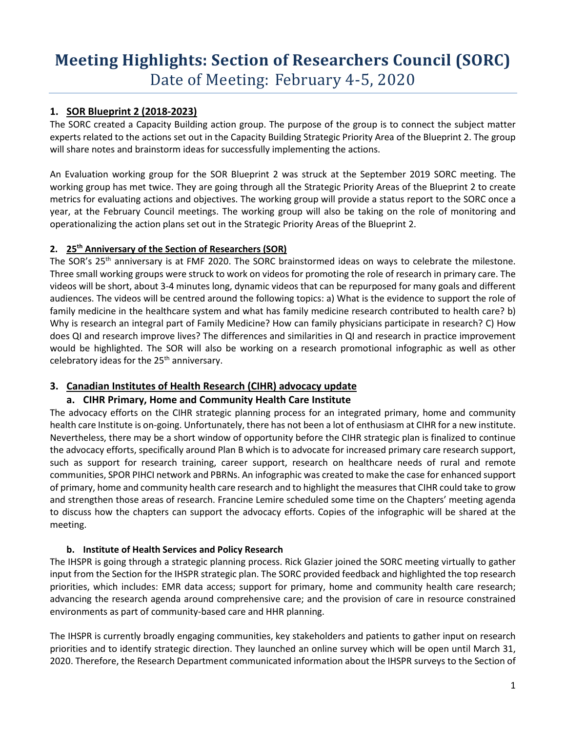# Meeting Highlights: Section of Researchers Council (SORC)

## Date of Meeting: February 4-5, 2020

### 1. SOR Blueprint 2 (2018-2023)

The SORC created a Capacity Building action group. The purpose of the group is to connect the subject matter experts related to the actions set out in the Capacity Building Strategic Priority Area of the Blueprint 2. The group will share notes and brainstorm ideas for successfully implementing the actions.

An Evaluation working group for the SOR Blueprint 2 was struck at the September 2019 SORC meeting. The working group has met twice. They are going through all the Strategic Priority Areas of the Blueprint 2 to create metrics for evaluating actions and objectives. The working group will provide a status report to the SORC once a year, at the February Council meetings. The working group will also be taking on the role of monitoring and operationalizing the action plans set out in the Strategic Priority Areas of the Blueprint 2.

### 2. 25th Anniversary of the Section of Researchers (SOR)

The SOR's 25th anniversary is at FMF 2020. The SORC brainstormed ideas on ways to celebrate the milestone. Three small working groups were struck to work on videos for promoting the role of research in primary care. The videos will be short, about 3-4 minutes long, dynamic videos that can be repurposed for many goals and different audiences. The videos will be centred around the following topics: a) What is the evidence to support the role of family medicine in the healthcare system and what has family medicine research contributed to health care? b) Why is research an integral part of Family Medicine? How can family physicians participate in research? C) How does QI and research improve lives? The differences and similarities in QI and research in practice improvement would be highlighted. The SOR will also be working on a research promotional infographic as well as other celebratory ideas for the 25th anniversary.

### 3. Canadian Institutes of Health Research (CIHR) advocacy update

#### a. CIHR Primary, Home and Community Health Care Institute

The advocacy efforts on the CIHR strategic planning process for an integrated primary, home and community health care Institute is on-going. Unfortunately, there has not been a lot of enthusiasm at CIHR for a new institute. Nevertheless, there may be a short window of opportunity before the CIHR strategic plan is finalized to continue the advocacy efforts, specifically around Plan B which is to advocate for increased primary care research support, such as support for research training, career support, research on healthcare needs of rural and remote communities, SPOR PIHCI network and PBRNs. An infographic was created to make the case for enhanced support of primary, home and community health care research and to highlight the measures that CIHR could take to grow and strengthen those areas of research. Francine Lemire scheduled some time on the Chapters' meeting agenda to discuss how the chapters can support the advocacy efforts. Copies of the infographic will be shared at the meeting.

#### b. Institute of Health Services and Policy Research

The IHSPR is going through a strategic planning process. Rick Glazier joined the SORC meeting virtually to gather input from the Section for the IHSPR strategic plan. The SORC provided feedback and highlighted the top research priorities, which includes: EMR data access; support for primary, home and community health care research; advancing the research agenda around comprehensive care; and the provision of care in resource constrained environments as part of community-based care and HHR planning.

The IHSPR is currently broadly engaging communities, key stakeholders and patients to gather input on research priorities and to identify strategic direction. They launched an online survey which will be open until March 31, 2020. Therefore, the Research Department communicated information about the IHSPR surveys to the Section of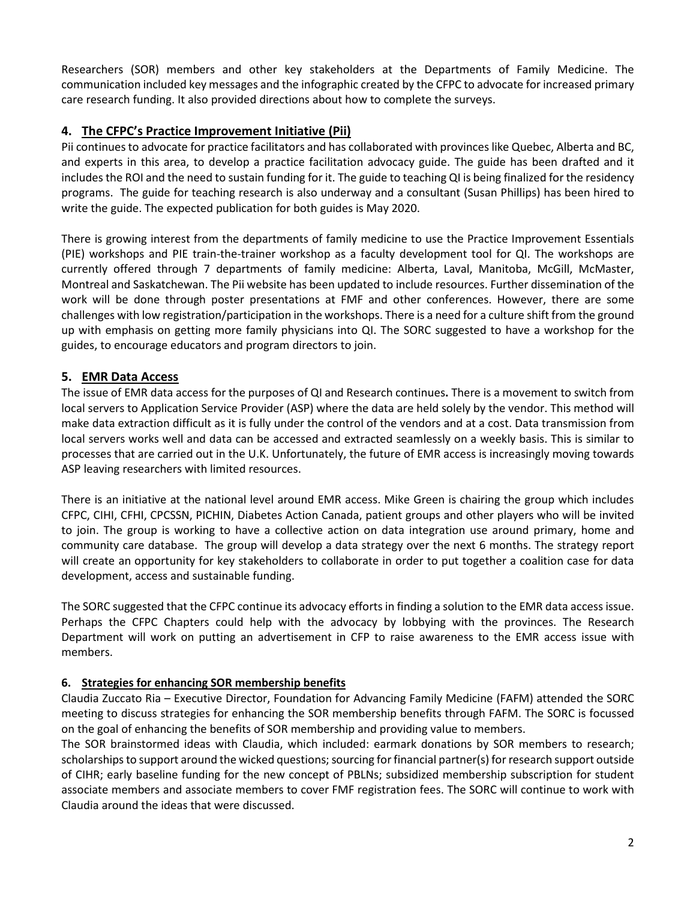Researchers (SOR) members and other key stakeholders at the Departments of Family Medicine. The communication included key messages and the infographic created by the CFPC to advocate for increased primary care research funding. It also provided directions about how to complete the surveys.

## 4. The CFPC's Practice Improvement Initiative (Pii)

Pii continues to advocate for practice facilitators and has collaborated with provinces like Quebec, Alberta and BC, and experts in this area, to develop a practice facilitation advocacy guide. The guide has been drafted and it includes the ROI and the need to sustain funding for it. The guide to teaching QI is being finalized for the residency programs. The guide for teaching research is also underway and a consultant (Susan Phillips) has been hired to write the guide. The expected publication for both guides is May 2020.

There is growing interest from the departments of family medicine to use the Practice Improvement Essentials (PIE) workshops and PIE train-the-trainer workshop as a faculty development tool for QI. The workshops are currently offered through 7 departments of family medicine: Alberta, Laval, Manitoba, McGill, McMaster, Montreal and Saskatchewan. The Pii website has been updated to include resources. Further dissemination of the work will be done through poster presentations at FMF and other conferences. However, there are some challenges with low registration/participation in the workshops. There is a need for a culture shift from the ground up with emphasis on getting more family physicians into QI. The SORC suggested to have a workshop for the guides, to encourage educators and program directors to join.

## 5. EMR Data Access

The issue of EMR data access for the purposes of QI and Research continues**.** There is a movement to switch from local servers to Application Service Provider (ASP) where the data are held solely by the vendor. This method will make data extraction difficult as it is fully under the control of the vendors and at a cost. Data transmission from local servers works well and data can be accessed and extracted seamlessly on a weekly basis. This is similar to processes that are carried out in the U.K. Unfortunately, the future of EMR access is increasingly moving towards ASP leaving researchers with limited resources.

There is an initiative at the national level around EMR access. Mike Green is chairing the group which includes CFPC, CIHI, CFHI, CPCSSN, PICHIN, Diabetes Action Canada, patient groups and other players who will be invited to join. The group is working to have a collective action on data integration use around primary, home and community care database. The group will develop a data strategy over the next 6 months. The strategy report will create an opportunity for key stakeholders to collaborate in order to put together a coalition case for data development, access and sustainable funding.

The SORC suggested that the CFPC continue its advocacy efforts in finding a solution to the EMR data access issue. Perhaps the CFPC Chapters could help with the advocacy by lobbying with the provinces. The Research Department will work on putting an advertisement in CFP to raise awareness to the EMR access issue with members.

## 6. Strategies for enhancing SOR membership benefits

Claudia Zuccato Ria – Executive Director, Foundation for Advancing Family Medicine (FAFM) attended the SORC meeting to discuss strategies for enhancing the SOR membership benefits through FAFM. The SORC is focussed on the goal of enhancing the benefits of SOR membership and providing value to members.

The SOR brainstormed ideas with Claudia, which included: earmark donations by SOR members to research; scholarships to support around the wicked questions; sourcing for financial partner(s) for research support outside of CIHR; early baseline funding for the new concept of PBLNs; subsidized membership subscription for student associate members and associate members to cover FMF registration fees. The SORC will continue to work with Claudia around the ideas that were discussed.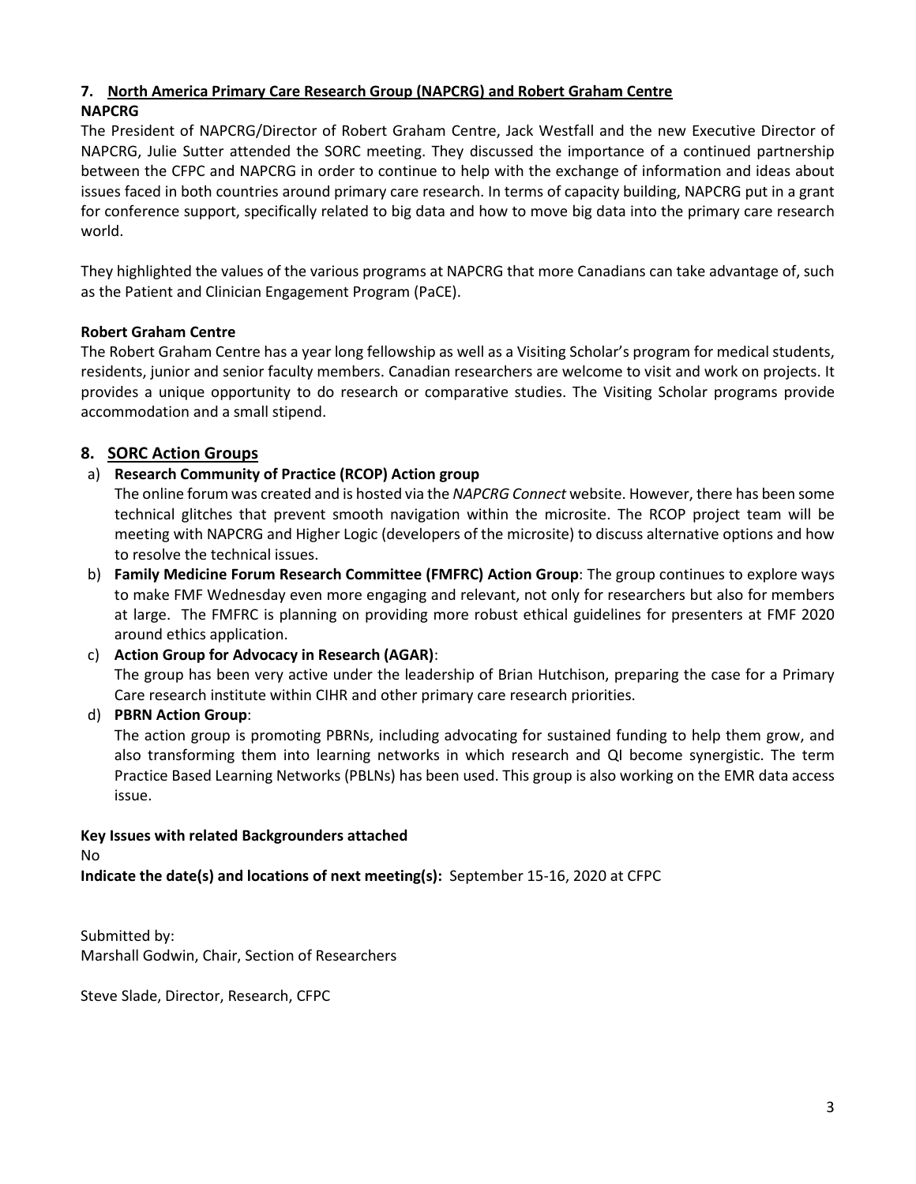## 7. North America Primary Care Research Group (NAPCRG) and Robert Graham Centre

**NAPCRG**

The President of NAPCRG/Director of Robert Graham Centre, Jack Westfall and the new Executive Director of NAPCRG, Julie Sutter attended the SORC meeting. They discussed the importance of a continued partnership between the CFPC and NAPCRG in order to continue to help with the exchange of information and ideas about issues faced in both countries around primary care research. In terms of capacity building, NAPCRG put in a grant for conference support, specifically related to big data and how to move big data into the primary care research world.

They highlighted the values of the various programs at NAPCRG that more Canadians can take advantage of, such as the Patient and Clinician Engagement Program (PaCE).

**Robert Graham Centre**

The Robert Graham Centre has a year long fellowship as well as a Visiting Scholar's program for medical students, residents, junior and senior faculty members. Canadian researchers are welcome to visit and work on projects. It provides a unique opportunity to do research or comparative studies. The Visiting Scholar programs provide accommodation and a small stipend.

## 8. SORC Action Groups

a) **Research Community of Practice (RCOP) Action group**
   The online forum was created and is hosted via the *NAPCRG Connect* website. However, there has been some technical glitches that prevent smooth navigation within the microsite. The RCOP project team will be meeting with NAPCRG and Higher Logic (developers of the microsite) to discuss alternative options and how to resolve the technical issues.

b) **Family Medicine Forum Research Committee (FMFRC) Action Group**: The group continues to explore ways to make FMF Wednesday even more engaging and relevant, not only for researchers but also for members at large. The FMFRC is planning on providing more robust ethical guidelines for presenters at FMF 2020 around ethics application.

c) **Action Group for Advocacy in Research (AGAR)**:
   The group has been very active under the leadership of Brian Hutchison, preparing the case for a Primary Care research institute within CIHR and other primary care research priorities.

d) **PBRN Action Group**:
   The action group is promoting PBRNs, including advocating for sustained funding to help them grow, and also transforming them into learning networks in which research and QI become synergistic. The term Practice Based Learning Networks (PBLNs) has been used. This group is also working on the EMR data access issue.

**Key Issues with related Backgrounders attached**

No

**Indicate the date(s) and locations of next meeting(s):** September 15-16, 2020 at CFPC

Submitted by:
Marshall Godwin, Chair, Section of Researchers

Steve Slade, Director, Research, CFPC